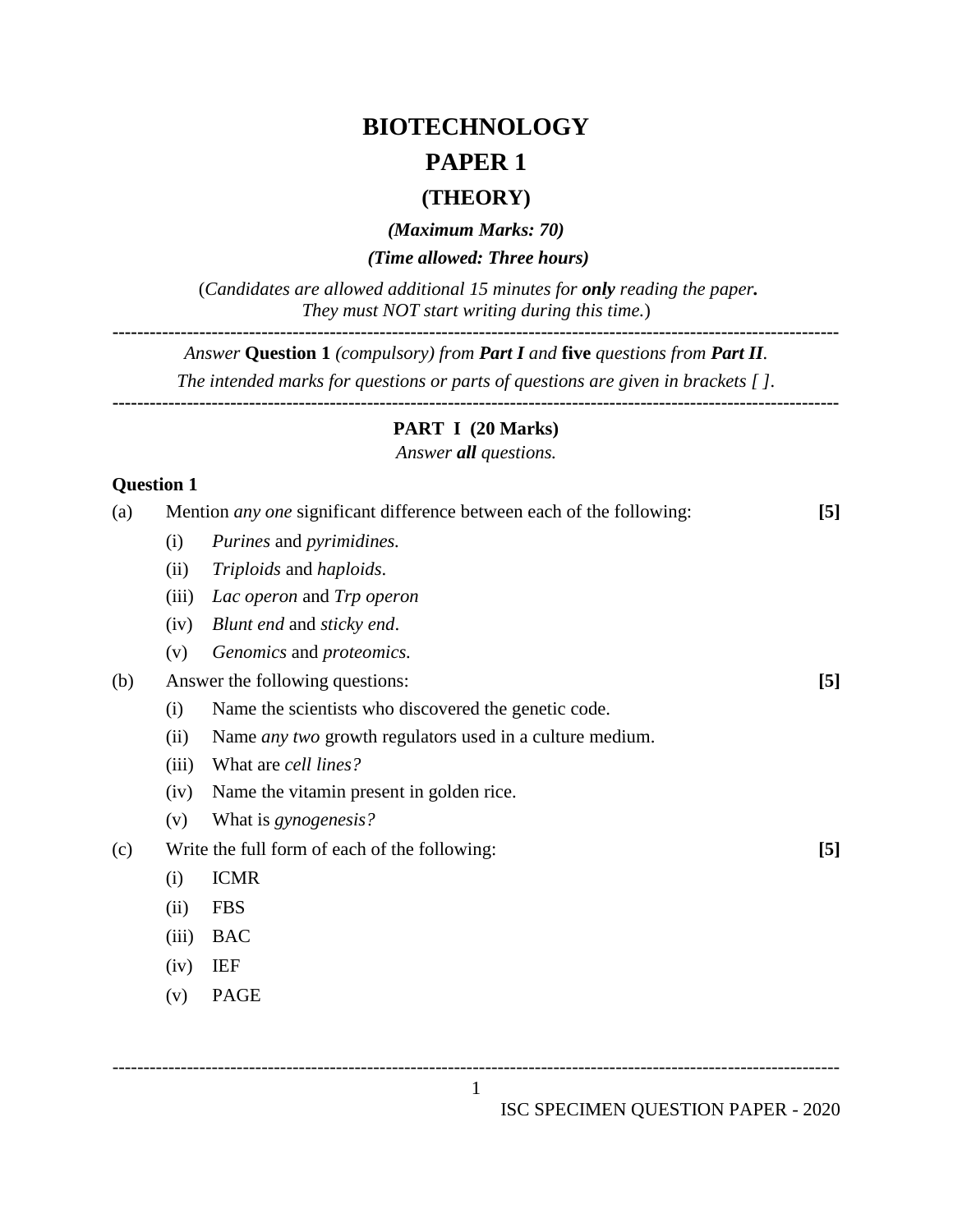# BIOTECHNOLOGY

## PAPER 1

### (THEORY)

***(Maximum Marks: 70)***

***(Time allowed: Three hours)***

(*Candidates are allowed additional 15 minutes for **only** reading the paper. They must NOT start writing during this time.*)

---

*Answer* **Question 1** *(compulsory) from* ***Part I*** *and* **five** *questions from* ***Part II****.*

*The intended marks for questions or parts of questions are given in brackets [ ].*

---

**PART I (20 Marks)**

*Answer **all** questions.*

**Question 1**

(a) Mention *any one* significant difference between each of the following: **[5]**

- (i) *Purines* and *pyrimidines.*
- (ii) *Triploids* and *haploids*.
- (iii) *Lac operon* and *Trp operon*
- (iv) *Blunt end* and *sticky end*.
- (v) *Genomics* and *proteomics.*

(b) Answer the following questions: **[5]**

- (i) Name the scientists who discovered the genetic code.
- (ii) Name *any two* growth regulators used in a culture medium.
- (iii) What are *cell lines?*
- (iv) Name the vitamin present in golden rice.
- (v) What is *gynogenesis?*

(c) Write the full form of each of the following: **[5]**

- (i) ICMR
- (ii) FBS
- (iii) BAC
- (iv) IEF
- (v) PAGE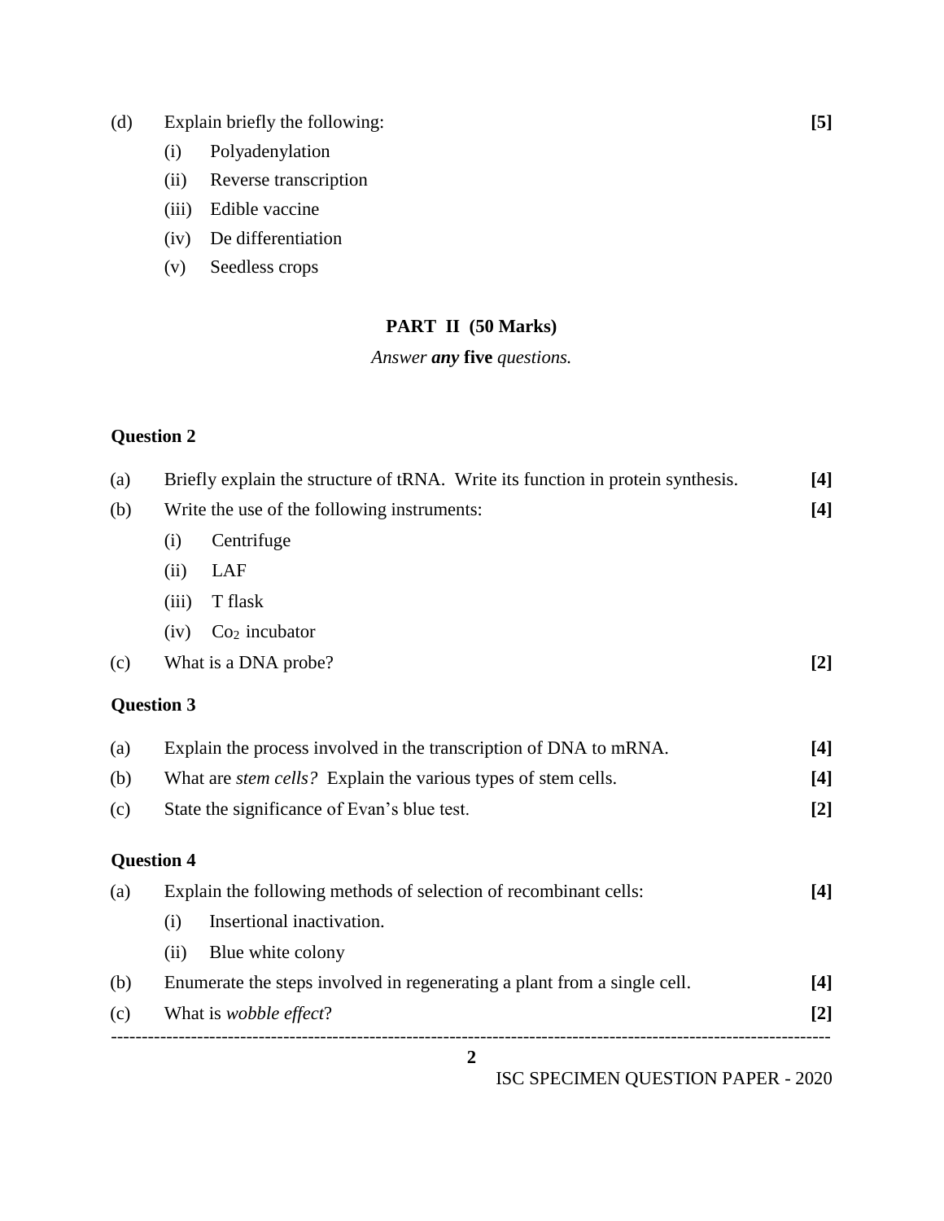(d) Explain briefly the following: **[5]**

(i) Polyadenylation

(ii) Reverse transcription

(iii) Edible vaccine

(iv) De differentiation

(v) Seedless crops

## PART II (50 Marks)

*Answer* ***any*** **five** *questions.*

### Question 2

(a) Briefly explain the structure of tRNA. Write its function in protein synthesis. **[4]**

(b) Write the use of the following instruments: **[4]**

(i) Centrifuge

(ii) LAF

(iii) T flask

(iv) $Co_2$ incubator

(c) What is a DNA probe? **[2]**

### Question 3

(a) Explain the process involved in the transcription of DNA to mRNA. **[4]**

(b) What are *stem cells?* Explain the various types of stem cells. **[4]**

(c) State the significance of Evan's blue test. **[2]**

### Question 4

(a) Explain the following methods of selection of recombinant cells: **[4]**

(i) Insertional inactivation.

(ii) Blue white colony

(b) Enumerate the steps involved in regenerating a plant from a single cell. **[4]**

(c) What is *wobble effect*? **[2]**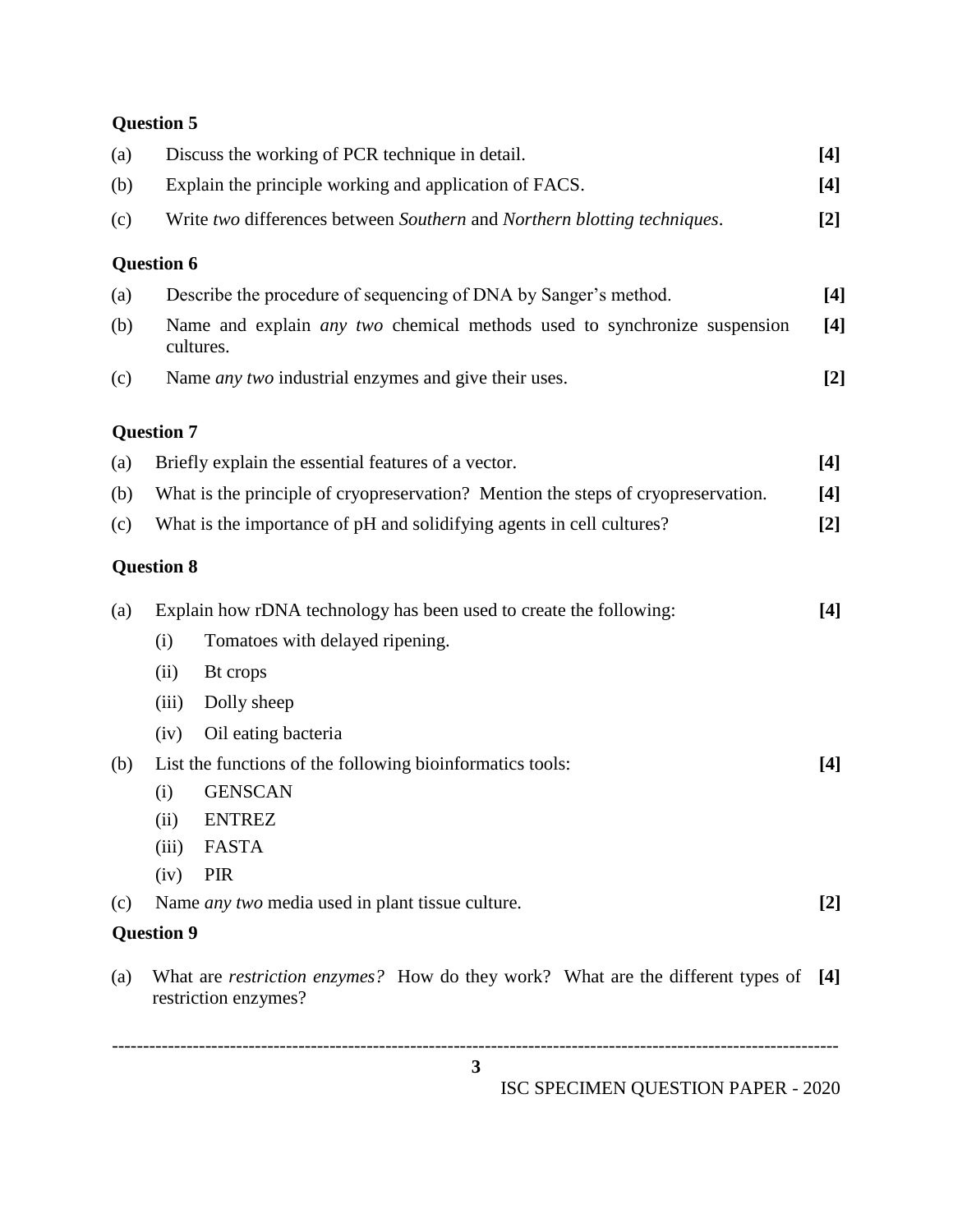**Question 5**

(a) Discuss the working of PCR technique in detail. **[4]**

(b) Explain the principle working and application of FACS. **[4]**

(c) Write *two* differences between *Southern* and *Northern blotting techniques*. **[2]**

**Question 6**

(a) Describe the procedure of sequencing of DNA by Sanger's method. **[4]**

(b) Name and explain *any two* chemical methods used to synchronize suspension cultures. **[4]**

(c) Name *any two* industrial enzymes and give their uses. **[2]**

**Question 7**

(a) Briefly explain the essential features of a vector. **[4]**

(b) What is the principle of cryopreservation? Mention the steps of cryopreservation. **[4]**

(c) What is the importance of pH and solidifying agents in cell cultures? **[2]**

**Question 8**

(a) Explain how rDNA technology has been used to create the following: **[4]**

(i) Tomatoes with delayed ripening.

(ii) Bt crops

(iii) Dolly sheep

(iv) Oil eating bacteria

(b) List the functions of the following bioinformatics tools: **[4]**

(i) GENSCAN

(ii) ENTREZ

(iii) FASTA

(iv) PIR

(c) Name *any two* media used in plant tissue culture. **[2]**

**Question 9**

(a) What are *restriction enzymes?* How do they work? What are the different types of restriction enzymes? **[4]**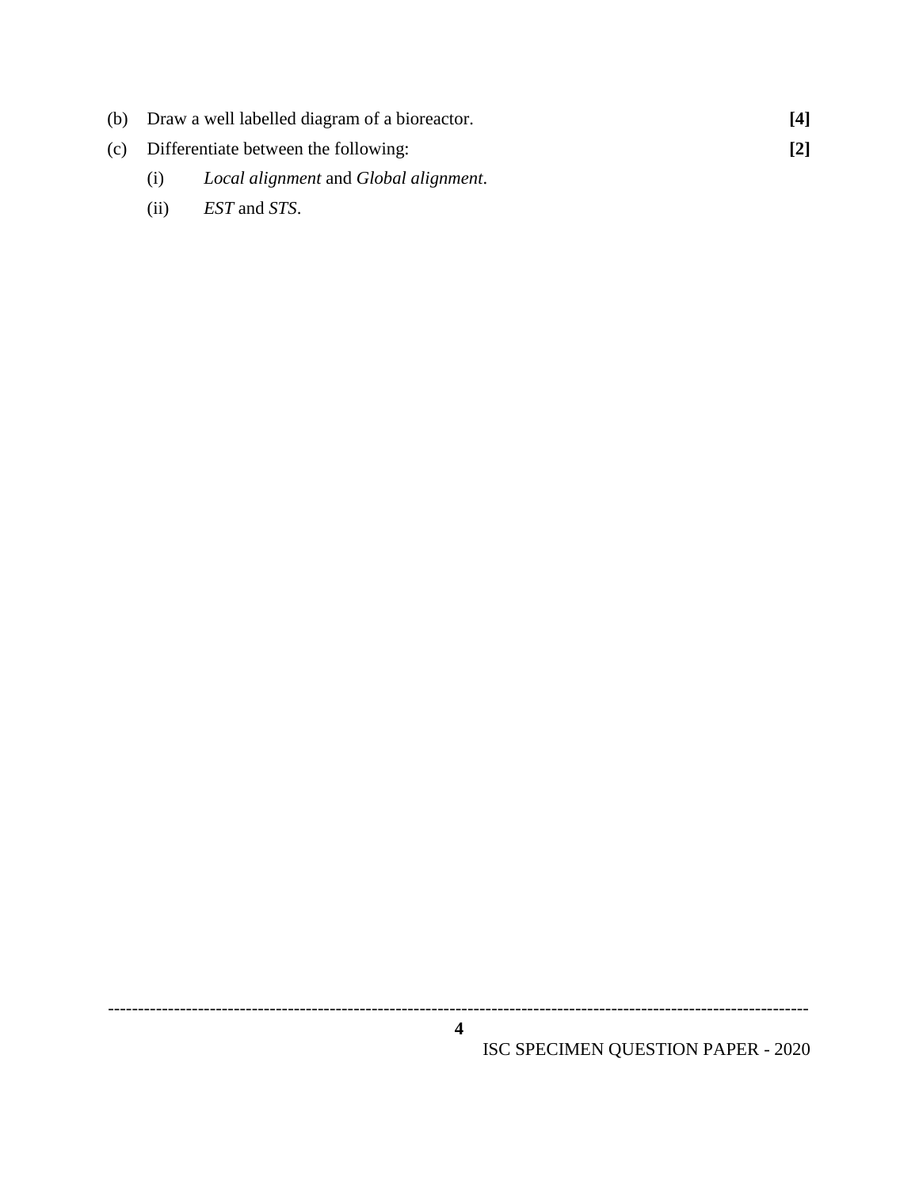(b) Draw a well labelled diagram of a bioreactor. **[4]**

(c) Differentiate between the following: **[2]**

(i) *Local alignment* and *Global alignment*.

(ii) *EST* and *STS*.